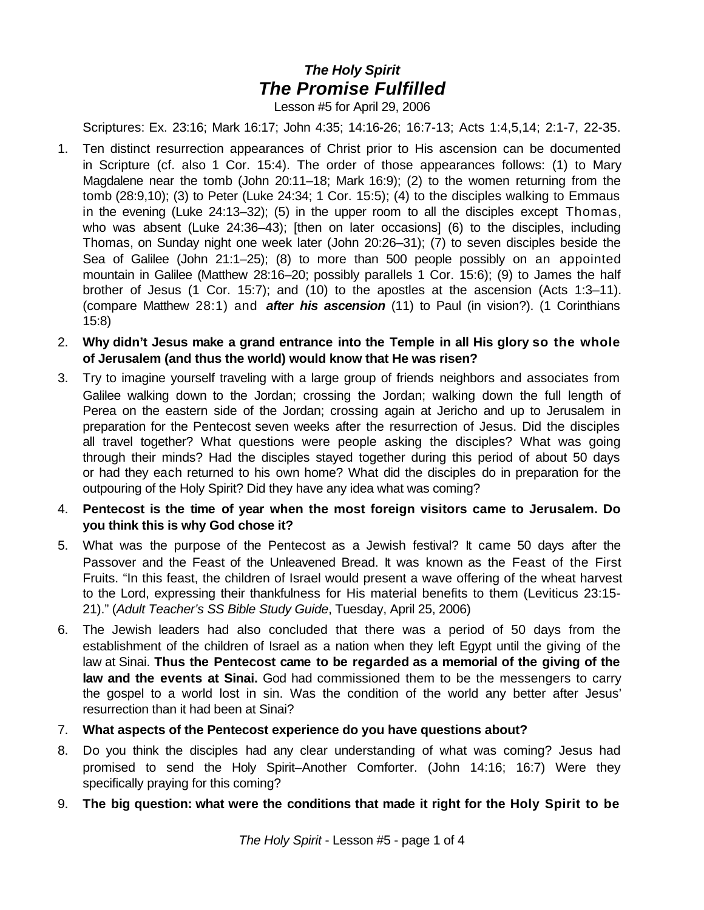# *The Holy Spirit*
# *The Promise Fulfilled*

Lesson #5 for April 29, 2006

Scriptures: Ex. 23:16; Mark 16:17; John 4:35; 14:16-26; 16:7-13; Acts 1:4,5,14; 2:1-7, 22-35.

1. Ten distinct resurrection appearances of Christ prior to His ascension can be documented in Scripture (cf. also 1 Cor. 15:4). The order of those appearances follows: (1) to Mary Magdalene near the tomb (John 20:11–18; Mark 16:9); (2) to the women returning from the tomb (28:9,10); (3) to Peter (Luke 24:34; 1 Cor. 15:5); (4) to the disciples walking to Emmaus in the evening (Luke 24:13–32); (5) in the upper room to all the disciples except Thomas, who was absent (Luke 24:36–43); [then on later occasions] (6) to the disciples, including Thomas, on Sunday night one week later (John 20:26–31); (7) to seven disciples beside the Sea of Galilee (John 21:1–25); (8) to more than 500 people possibly on an appointed mountain in Galilee (Matthew 28:16–20; possibly parallels 1 Cor. 15:6); (9) to James the half brother of Jesus (1 Cor. 15:7); and (10) to the apostles at the ascension (Acts 1:3–11). (compare Matthew 28:1) and ***after his ascension*** (11) to Paul (in vision?). (1 Corinthians 15:8)
2. **Why didn't Jesus make a grand entrance into the Temple in all His glory so the whole of Jerusalem (and thus the world) would know that He was risen?**
3. Try to imagine yourself traveling with a large group of friends neighbors and associates from Galilee walking down to the Jordan; crossing the Jordan; walking down the full length of Perea on the eastern side of the Jordan; crossing again at Jericho and up to Jerusalem in preparation for the Pentecost seven weeks after the resurrection of Jesus. Did the disciples all travel together? What questions were people asking the disciples? What was going through their minds? Had the disciples stayed together during this period of about 50 days or had they each returned to his own home? What did the disciples do in preparation for the outpouring of the Holy Spirit? Did they have any idea what was coming?
4. **Pentecost is the time of year when the most foreign visitors came to Jerusalem. Do you think this is why God chose it?**
5. What was the purpose of the Pentecost as a Jewish festival? It came 50 days after the Passover and the Feast of the Unleavened Bread. It was known as the Feast of the First Fruits. "In this feast, the children of Israel would present a wave offering of the wheat harvest to the Lord, expressing their thankfulness for His material benefits to them (Leviticus 23:15-21)." (*Adult Teacher's SS Bible Study Guide*, Tuesday, April 25, 2006)
6. The Jewish leaders had also concluded that there was a period of 50 days from the establishment of the children of Israel as a nation when they left Egypt until the giving of the law at Sinai. **Thus the Pentecost came to be regarded as a memorial of the giving of the law and the events at Sinai.** God had commissioned them to be the messengers to carry the gospel to a world lost in sin. Was the condition of the world any better after Jesus' resurrection than it had been at Sinai?
7. **What aspects of the Pentecost experience do you have questions about?**
8. Do you think the disciples had any clear understanding of what was coming? Jesus had promised to send the Holy Spirit–Another Comforter. (John 14:16; 16:7) Were they specifically praying for this coming?
9. **The big question: what were the conditions that made it right for the Holy Spirit to be**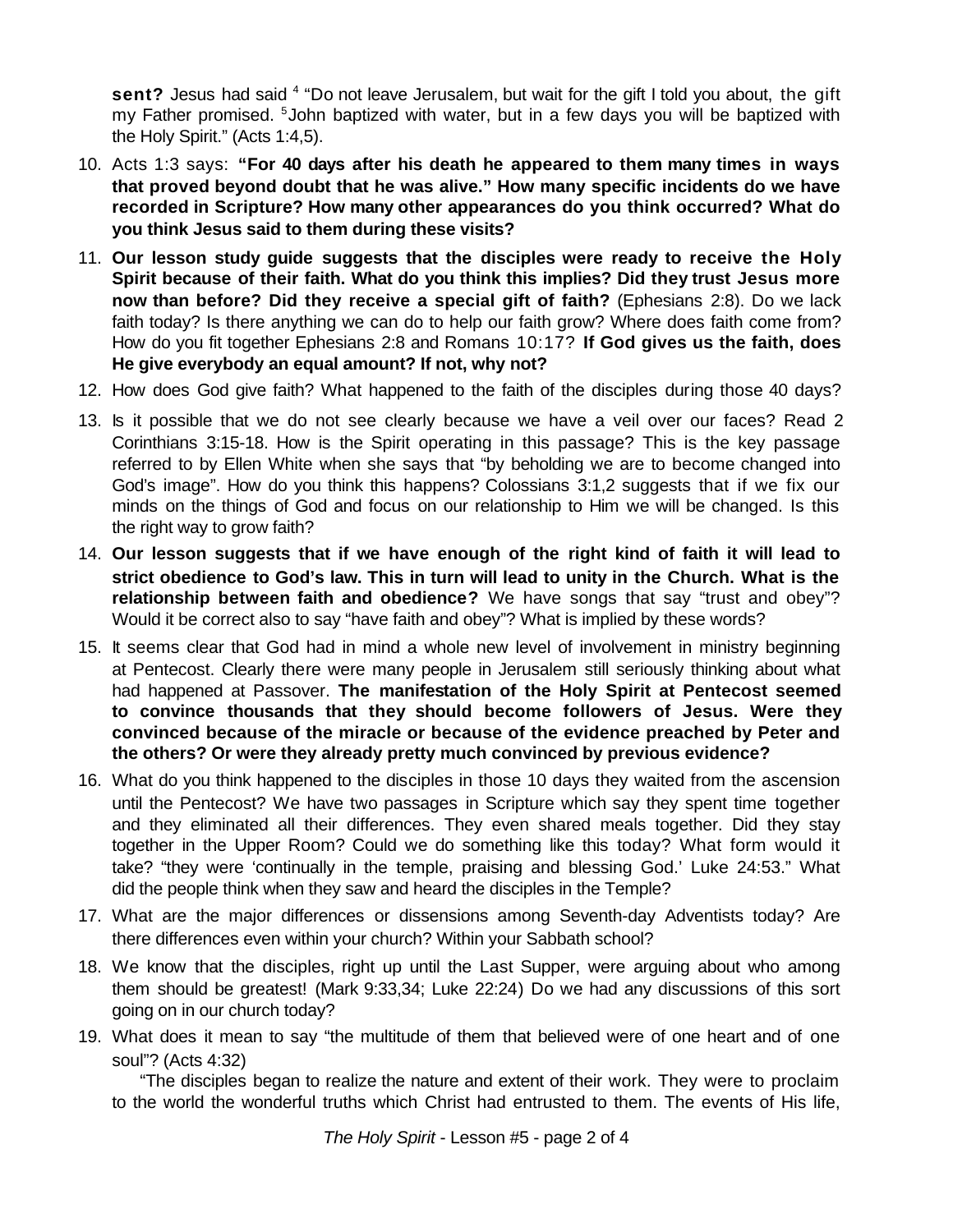**sent?** Jesus had said [4] "Do not leave Jerusalem, but wait for the gift I told you about, the gift my Father promised. [5] John baptized with water, but in a few days you will be baptized with the Holy Spirit." (Acts 1:4,5).

10. Acts 1:3 says: **"For 40 days after his death he appeared to them many times in ways that proved beyond doubt that he was alive." How many specific incidents do we have recorded in Scripture? How many other appearances do you think occurred? What do you think Jesus said to them during these visits?**
11. **Our lesson study guide suggests that the disciples were ready to receive the Holy Spirit because of their faith. What do you think this implies? Did they trust Jesus more now than before? Did they receive a special gift of faith?** (Ephesians 2:8). Do we lack faith today? Is there anything we can do to help our faith grow? Where does faith come from? How do you fit together Ephesians 2:8 and Romans 10:17? **If God gives us the faith, does He give everybody an equal amount? If not, why not?**
12. How does God give faith? What happened to the faith of the disciples during those 40 days?
13. Is it possible that we do not see clearly because we have a veil over our faces? Read 2 Corinthians 3:15-18. How is the Spirit operating in this passage? This is the key passage referred to by Ellen White when she says that "by beholding we are to become changed into God's image". How do you think this happens? Colossians 3:1,2 suggests that if we fix our minds on the things of God and focus on our relationship to Him we will be changed. Is this the right way to grow faith?
14. **Our lesson suggests that if we have enough of the right kind of faith it will lead to strict obedience to God's law. This in turn will lead to unity in the Church. What is the relationship between faith and obedience?** We have songs that say "trust and obey"? Would it be correct also to say "have faith and obey"? What is implied by these words?
15. It seems clear that God had in mind a whole new level of involvement in ministry beginning at Pentecost. Clearly there were many people in Jerusalem still seriously thinking about what had happened at Passover. **The manifestation of the Holy Spirit at Pentecost seemed to convince thousands that they should become followers of Jesus. Were they convinced because of the miracle or because of the evidence preached by Peter and the others? Or were they already pretty much convinced by previous evidence?**
16. What do you think happened to the disciples in those 10 days they waited from the ascension until the Pentecost? We have two passages in Scripture which say they spent time together and they eliminated all their differences. They even shared meals together. Did they stay together in the Upper Room? Could we do something like this today? What form would it take? "they were 'continually in the temple, praising and blessing God.' Luke 24:53." What did the people think when they saw and heard the disciples in the Temple?
17. What are the major differences or dissensions among Seventh-day Adventists today? Are there differences even within your church? Within your Sabbath school?
18. We know that the disciples, right up until the Last Supper, were arguing about who among them should be greatest! (Mark 9:33,34; Luke 22:24) Do we had any discussions of this sort going on in our church today?
19. What does it mean to say "the multitude of them that believed were of one heart and of one soul"? (Acts 4:32)

"The disciples began to realize the nature and extent of their work. They were to proclaim to the world the wonderful truths which Christ had entrusted to them. The events of His life,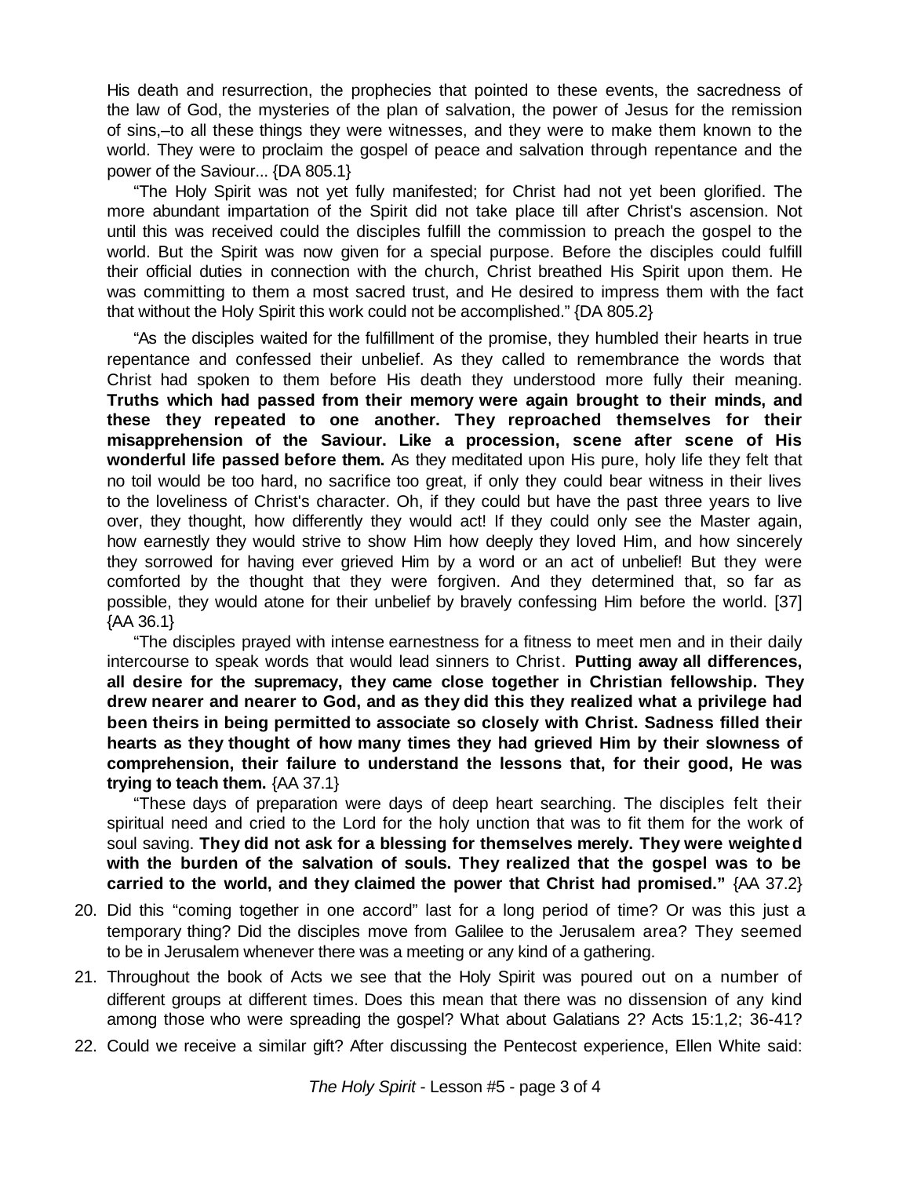His death and resurrection, the prophecies that pointed to these events, the sacredness of the law of God, the mysteries of the plan of salvation, the power of Jesus for the remission of sins,–to all these things they were witnesses, and they were to make them known to the world. They were to proclaim the gospel of peace and salvation through repentance and the power of the Saviour... {DA 805.1}

"The Holy Spirit was not yet fully manifested; for Christ had not yet been glorified. The more abundant impartation of the Spirit did not take place till after Christ's ascension. Not until this was received could the disciples fulfill the commission to preach the gospel to the world. But the Spirit was now given for a special purpose. Before the disciples could fulfill their official duties in connection with the church, Christ breathed His Spirit upon them. He was committing to them a most sacred trust, and He desired to impress them with the fact that without the Holy Spirit this work could not be accomplished." {DA 805.2}

"As the disciples waited for the fulfillment of the promise, they humbled their hearts in true repentance and confessed their unbelief. As they called to remembrance the words that Christ had spoken to them before His death they understood more fully their meaning. **Truths which had passed from their memory were again brought to their minds, and these they repeated to one another. They reproached themselves for their misapprehension of the Saviour. Like a procession, scene after scene of His wonderful life passed before them.** As they meditated upon His pure, holy life they felt that no toil would be too hard, no sacrifice too great, if only they could bear witness in their lives to the loveliness of Christ's character. Oh, if they could but have the past three years to live over, they thought, how differently they would act! If they could only see the Master again, how earnestly they would strive to show Him how deeply they loved Him, and how sincerely they sorrowed for having ever grieved Him by a word or an act of unbelief! But they were comforted by the thought that they were forgiven. And they determined that, so far as possible, they would atone for their unbelief by bravely confessing Him before the world. [37] {AA 36.1}

"The disciples prayed with intense earnestness for a fitness to meet men and in their daily intercourse to speak words that would lead sinners to Christ. **Putting away all differences, all desire for the supremacy, they came close together in Christian fellowship. They drew nearer and nearer to God, and as they did this they realized what a privilege had been theirs in being permitted to associate so closely with Christ. Sadness filled their hearts as they thought of how many times they had grieved Him by their slowness of comprehension, their failure to understand the lessons that, for their good, He was trying to teach them.** {AA 37.1}

"These days of preparation were days of deep heart searching. The disciples felt their spiritual need and cried to the Lord for the holy unction that was to fit them for the work of soul saving. **They did not ask for a blessing for themselves merely. They were weighted with the burden of the salvation of souls. They realized that the gospel was to be carried to the world, and they claimed the power that Christ had promised."** {AA 37.2}

20. Did this "coming together in one accord" last for a long period of time? Or was this just a temporary thing? Did the disciples move from Galilee to the Jerusalem area? They seemed to be in Jerusalem whenever there was a meeting or any kind of a gathering.
21. Throughout the book of Acts we see that the Holy Spirit was poured out on a number of different groups at different times. Does this mean that there was no dissension of any kind among those who were spreading the gospel? What about Galatians 2? Acts 15:1,2; 36-41?
22. Could we receive a similar gift? After discussing the Pentecost experience, Ellen White said: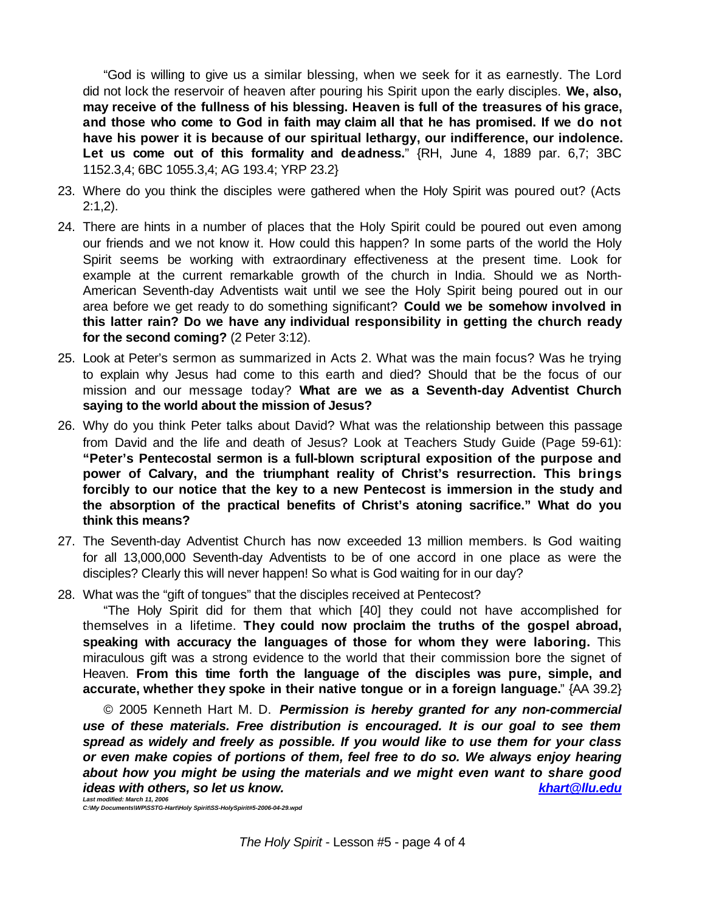"God is willing to give us a similar blessing, when we seek for it as earnestly. The Lord did not lock the reservoir of heaven after pouring his Spirit upon the early disciples. **We, also, may receive of the fullness of his blessing. Heaven is full of the treasures of his grace, and those who come to God in faith may claim all that he has promised. If we do not have his power it is because of our spiritual lethargy, our indifference, our indolence. Let us come out of this formality and deadness.**" {RH, June 4, 1889 par. 6,7; 3BC 1152.3,4; 6BC 1055.3,4; AG 193.4; YRP 23.2}

23. Where do you think the disciples were gathered when the Holy Spirit was poured out? (Acts 2:1,2).

24. There are hints in a number of places that the Holy Spirit could be poured out even among our friends and we not know it. How could this happen? In some parts of the world the Holy Spirit seems be working with extraordinary effectiveness at the present time. Look for example at the current remarkable growth of the church in India. Should we as North-American Seventh-day Adventists wait until we see the Holy Spirit being poured out in our area before we get ready to do something significant? **Could we be somehow involved in this latter rain? Do we have any individual responsibility in getting the church ready for the second coming?** (2 Peter 3:12).

25. Look at Peter's sermon as summarized in Acts 2. What was the main focus? Was he trying to explain why Jesus had come to this earth and died? Should that be the focus of our mission and our message today? **What are we as a Seventh-day Adventist Church saying to the world about the mission of Jesus?**

26. Why do you think Peter talks about David? What was the relationship between this passage from David and the life and death of Jesus? Look at Teachers Study Guide (Page 59-61): **"Peter's Pentecostal sermon is a full-blown scriptural exposition of the purpose and power of Calvary, and the triumphant reality of Christ's resurrection. This brings forcibly to our notice that the key to a new Pentecost is immersion in the study and the absorption of the practical benefits of Christ's atoning sacrifice." What do you think this means?**

27. The Seventh-day Adventist Church has now exceeded 13 million members. Is God waiting for all 13,000,000 Seventh-day Adventists to be of one accord in one place as were the disciples? Clearly this will never happen! So what is God waiting for in our day?

28. What was the "gift of tongues" that the disciples received at Pentecost?

    "The Holy Spirit did for them that which [40] they could not have accomplished for themselves in a lifetime. **They could now proclaim the truths of the gospel abroad, speaking with accuracy the languages of those for whom they were laboring.** This miraculous gift was a strong evidence to the world that their commission bore the signet of Heaven. **From this time forth the language of the disciples was pure, simple, and accurate, whether they spoke in their native tongue or in a foreign language.**" {AA 39.2}

© 2005 Kenneth Hart M. D. ***Permission is hereby granted for any non-commercial use of these materials. Free distribution is encouraged. It is our goal to see them spread as widely and freely as possible. If you would like to use them for your class or even make copies of portions of them, feel free to do so. We always enjoy hearing about how you might be using the materials and we might even want to share good ideas with others, so let us know.*** ***khart@llu.edu***

***Last modified: March 11, 2006***
***C:\My Documents\WP\SSTG-Hart\Holy Spirit\SS-HolySpirit#5-2006-04-29.wpd***